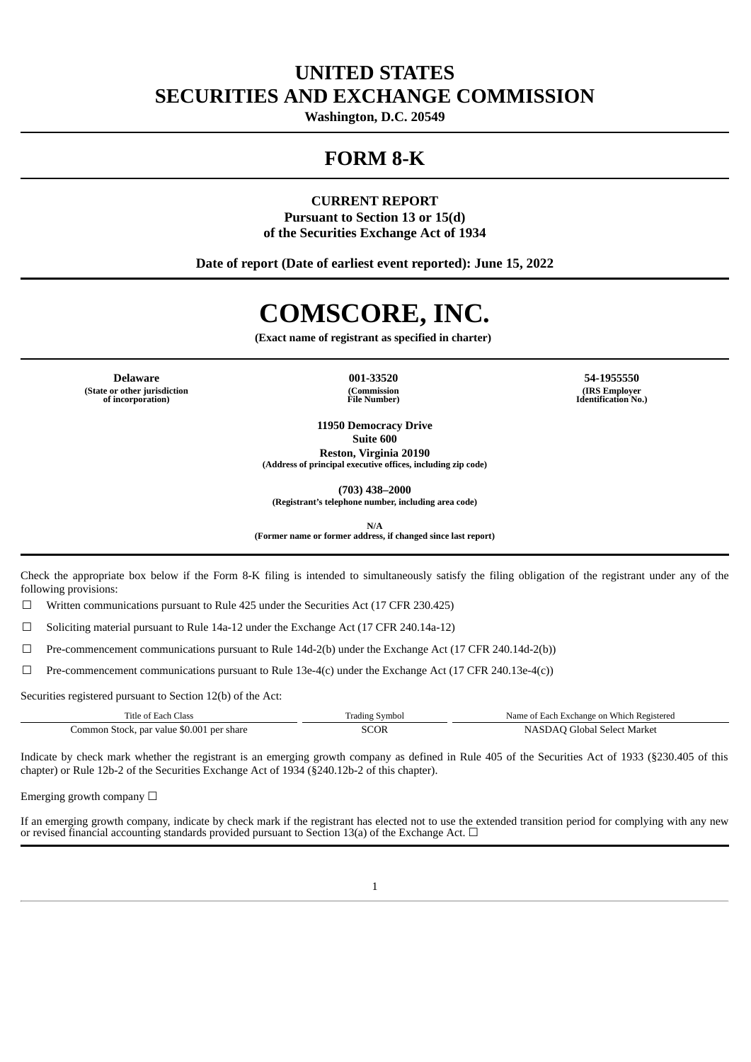# UNITED STATES
# SECURITIES AND EXCHANGE COMMISSION

**Washington, D.C. 20549**

# FORM 8-K

**CURRENT REPORT**
**Pursuant to Section 13 or 15(d)**
**of the Securities Exchange Act of 1934**

**Date of report (Date of earliest event reported): June 15, 2022**

# COMSCORE, INC.

**(Exact name of registrant as specified in charter)**

| **Delaware** | **001-33520** | **54-1955550** |
|---|---|---|
| **(State or other jurisdiction of incorporation)** | **(Commission File Number)** | **(IRS Employer Identification No.)** |

**11950 Democracy Drive**
**Suite 600**
**Reston, Virginia 20190**
**(Address of principal executive offices, including zip code)**

**(703) 438–2000**
**(Registrant's telephone number, including area code)**

**N/A**
**(Former name or former address, if changed since last report)**

Check the appropriate box below if the Form 8-K filing is intended to simultaneously satisfy the filing obligation of the registrant under any of the following provisions:

☐ Written communications pursuant to Rule 425 under the Securities Act (17 CFR 230.425)

☐ Soliciting material pursuant to Rule 14a-12 under the Exchange Act (17 CFR 240.14a-12)

☐ Pre-commencement communications pursuant to Rule 14d-2(b) under the Exchange Act (17 CFR 240.14d-2(b))

☐ Pre-commencement communications pursuant to Rule 13e-4(c) under the Exchange Act (17 CFR 240.13e-4(c))

Securities registered pursuant to Section 12(b) of the Act:

| Title of Each Class | Trading Symbol | Name of Each Exchange on Which Registered |
|---|---|---|
| Common Stock, par value $0.001 per share | SCOR | NASDAQ Global Select Market |

Indicate by check mark whether the registrant is an emerging growth company as defined in Rule 405 of the Securities Act of 1933 (§230.405 of this chapter) or Rule 12b-2 of the Securities Exchange Act of 1934 (§240.12b-2 of this chapter).

Emerging growth company ☐

If an emerging growth company, indicate by check mark if the registrant has elected not to use the extended transition period for complying with any new or revised financial accounting standards provided pursuant to Section 13(a) of the Exchange Act. ☐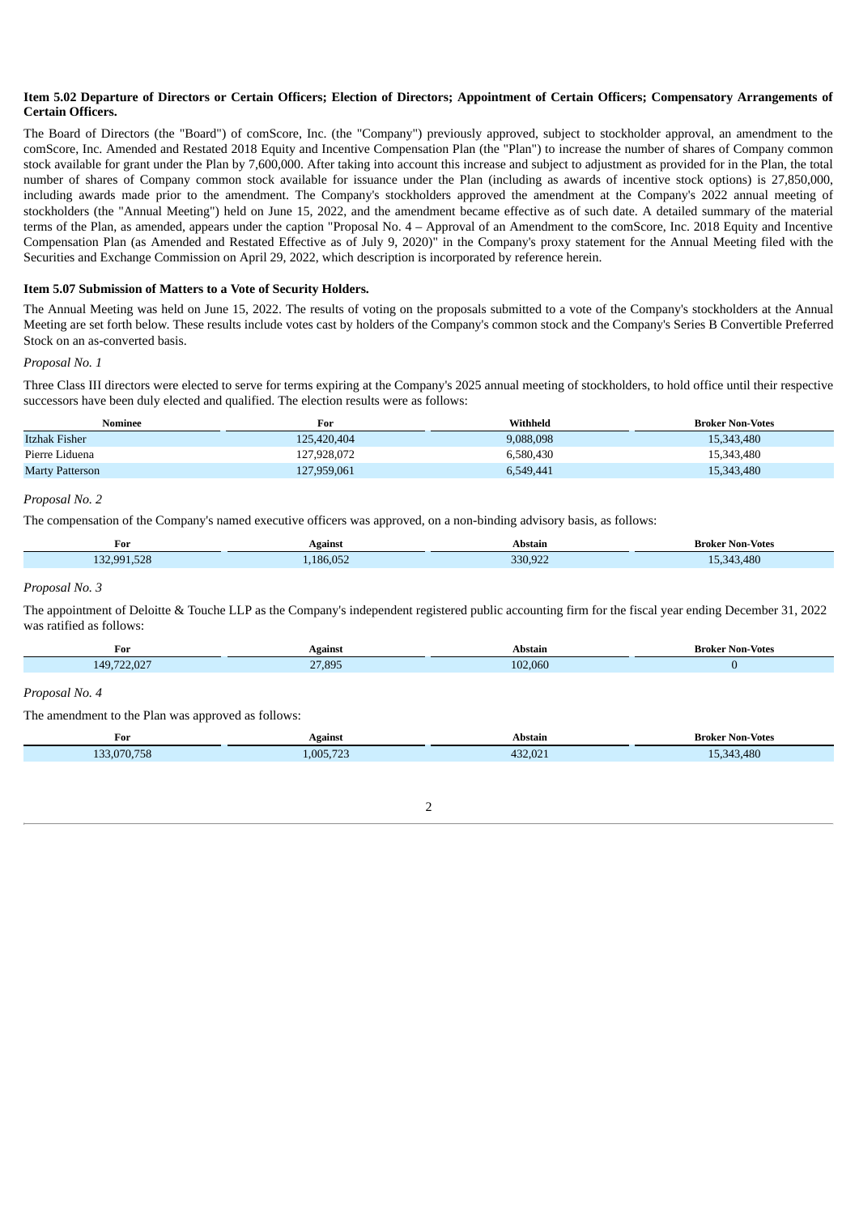**Item 5.02 Departure of Directors or Certain Officers; Election of Directors; Appointment of Certain Officers; Compensatory Arrangements of Certain Officers.**

The Board of Directors (the "Board") of comScore, Inc. (the "Company") previously approved, subject to stockholder approval, an amendment to the comScore, Inc. Amended and Restated 2018 Equity and Incentive Compensation Plan (the "Plan") to increase the number of shares of Company common stock available for grant under the Plan by 7,600,000. After taking into account this increase and subject to adjustment as provided for in the Plan, the total number of shares of Company common stock available for issuance under the Plan (including as awards of incentive stock options) is 27,850,000, including awards made prior to the amendment. The Company's stockholders approved the amendment at the Company's 2022 annual meeting of stockholders (the "Annual Meeting") held on June 15, 2022, and the amendment became effective as of such date. A detailed summary of the material terms of the Plan, as amended, appears under the caption "Proposal No. 4 – Approval of an Amendment to the comScore, Inc. 2018 Equity and Incentive Compensation Plan (as Amended and Restated Effective as of July 9, 2020)" in the Company's proxy statement for the Annual Meeting filed with the Securities and Exchange Commission on April 29, 2022, which description is incorporated by reference herein.

**Item 5.07 Submission of Matters to a Vote of Security Holders.**

The Annual Meeting was held on June 15, 2022. The results of voting on the proposals submitted to a vote of the Company's stockholders at the Annual Meeting are set forth below. These results include votes cast by holders of the Company's common stock and the Company's Series B Convertible Preferred Stock on an as-converted basis.

*Proposal No. 1*

Three Class III directors were elected to serve for terms expiring at the Company's 2025 annual meeting of stockholders, to hold office until their respective successors have been duly elected and qualified. The election results were as follows:

| Nominee | For | Withheld | Broker Non-Votes |
|---|---|---|---|
| Itzhak Fisher | 125,420,404 | 9,088,098 | 15,343,480 |
| Pierre Liduena | 127,928,072 | 6,580,430 | 15,343,480 |
| Marty Patterson | 127,959,061 | 6,549,441 | 15,343,480 |

*Proposal No. 2*

The compensation of the Company's named executive officers was approved, on a non-binding advisory basis, as follows:

| For | Against | Abstain | Broker Non-Votes |
|---|---|---|---|
| 132,991,528 | 1,186,052 | 330,922 | 15,343,480 |

*Proposal No. 3*

The appointment of Deloitte & Touche LLP as the Company's independent registered public accounting firm for the fiscal year ending December 31, 2022 was ratified as follows:

| For | Against | Abstain | Broker Non-Votes |
|---|---|---|---|
| 149,722,027 | 27,895 | 102,060 | 0 |

*Proposal No. 4*

The amendment to the Plan was approved as follows:

| For | Against | Abstain | Broker Non-Votes |
|---|---|---|---|
| 133,070,758 | 1,005,723 | 432,021 | 15,343,480 |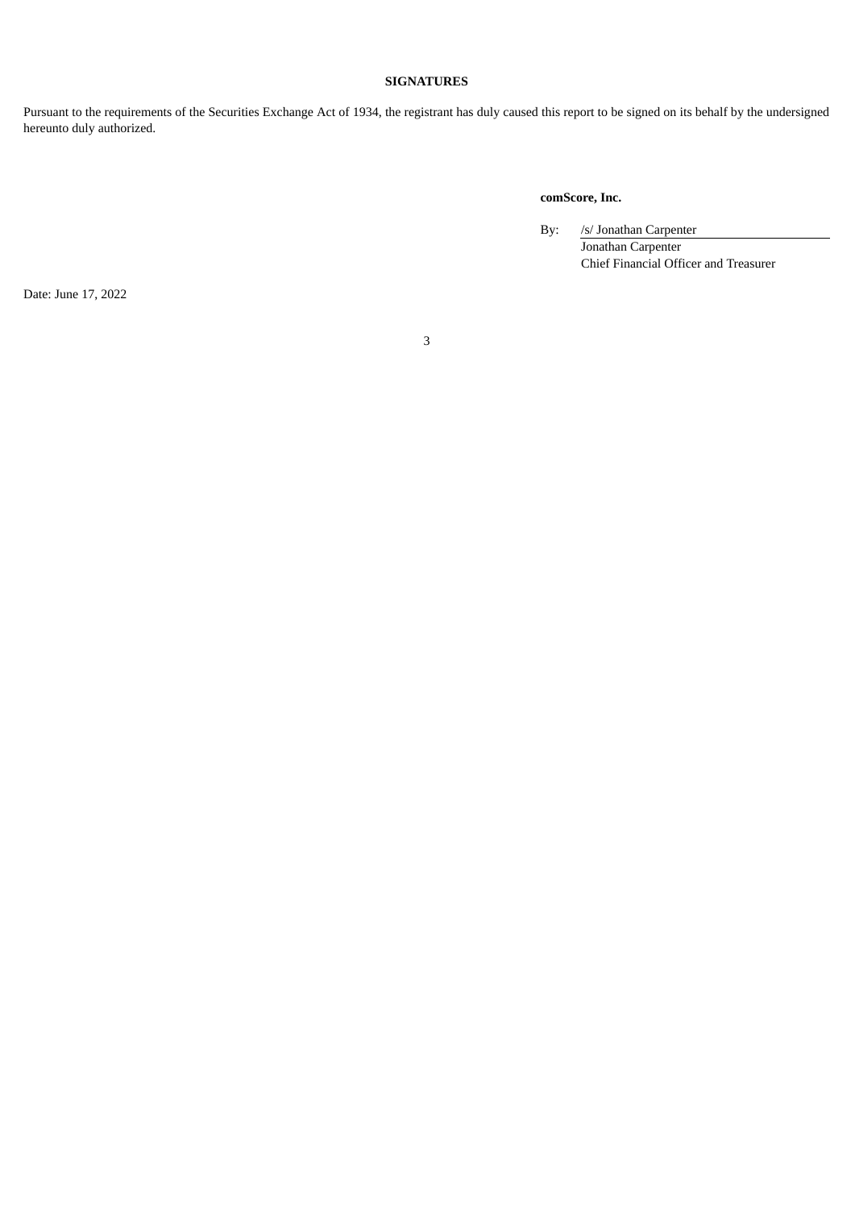**SIGNATURES**

Pursuant to the requirements of the Securities Exchange Act of 1934, the registrant has duly caused this report to be signed on its behalf by the undersigned hereunto duly authorized.

**comScore, Inc.**

By: /s/ Jonathan Carpenter
Jonathan Carpenter
Chief Financial Officer and Treasurer

Date: June 17, 2022